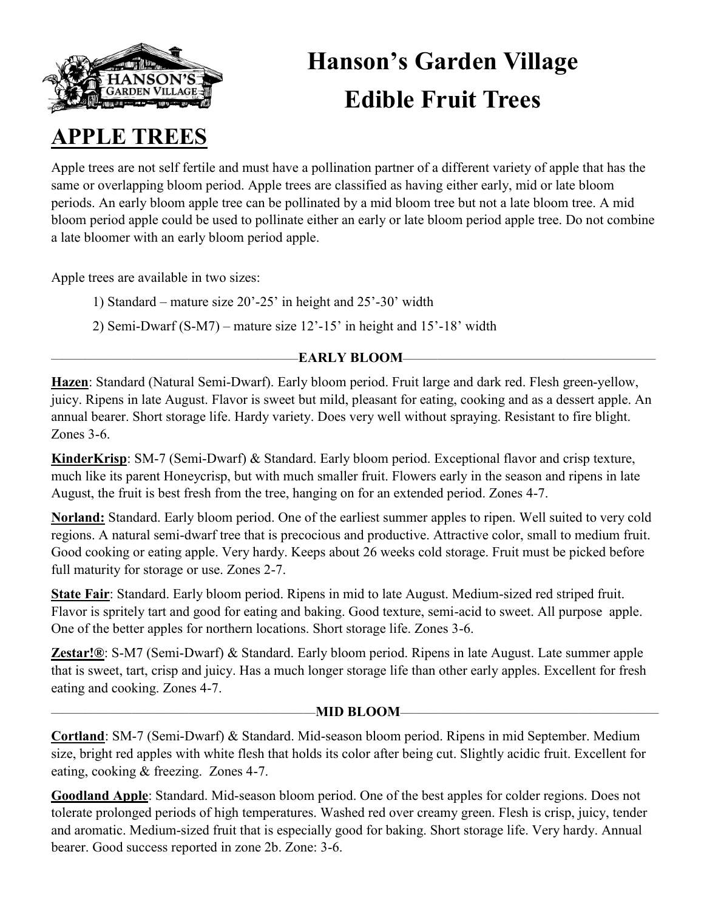# Hanson's Garden Village
# Edible Fruit Trees

## APPLE TREES

Apple trees are not self fertile and must have a pollination partner of a different variety of apple that has the same or overlapping bloom period. Apple trees are classified as having either early, mid or late bloom periods. An early bloom apple tree can be pollinated by a mid bloom tree but not a late bloom tree. A mid bloom period apple could be used to pollinate either an early or late bloom period apple tree. Do not combine a late bloomer with an early bloom period apple.

Apple trees are available in two sizes:

1) Standard – mature size 20'-25' in height and 25'-30' width
2) Semi-Dwarf (S-M7) – mature size 12'-15' in height and 15'-18' width

### EARLY BLOOM

**Hazen**: Standard (Natural Semi-Dwarf). Early bloom period. Fruit large and dark red. Flesh green-yellow, juicy. Ripens in late August. Flavor is sweet but mild, pleasant for eating, cooking and as a dessert apple. An annual bearer. Short storage life. Hardy variety. Does very well without spraying. Resistant to fire blight. Zones 3-6.

**KinderKrisp**: SM-7 (Semi-Dwarf) & Standard. Early bloom period. Exceptional flavor and crisp texture, much like its parent Honeycrisp, but with much smaller fruit. Flowers early in the season and ripens in late August, the fruit is best fresh from the tree, hanging on for an extended period. Zones 4-7.

**Norland:** Standard. Early bloom period. One of the earliest summer apples to ripen. Well suited to very cold regions. A natural semi-dwarf tree that is precocious and productive. Attractive color, small to medium fruit. Good cooking or eating apple. Very hardy. Keeps about 26 weeks cold storage. Fruit must be picked before full maturity for storage or use. Zones 2-7.

**State Fair**: Standard. Early bloom period. Ripens in mid to late August. Medium-sized red striped fruit. Flavor is spritely tart and good for eating and baking. Good texture, semi-acid to sweet. All purpose apple. One of the better apples for northern locations. Short storage life. Zones 3-6.

**Zestar!®**: S-M7 (Semi-Dwarf) & Standard. Early bloom period. Ripens in late August. Late summer apple that is sweet, tart, crisp and juicy. Has a much longer storage life than other early apples. Excellent for fresh eating and cooking. Zones 4-7.

### MID BLOOM

**Cortland**: SM-7 (Semi-Dwarf) & Standard. Mid-season bloom period. Ripens in mid September. Medium size, bright red apples with white flesh that holds its color after being cut. Slightly acidic fruit. Excellent for eating, cooking & freezing. Zones 4-7.

**Goodland Apple**: Standard. Mid-season bloom period. One of the best apples for colder regions. Does not tolerate prolonged periods of high temperatures. Washed red over creamy green. Flesh is crisp, juicy, tender and aromatic. Medium-sized fruit that is especially good for baking. Short storage life. Very hardy. Annual bearer. Good success reported in zone 2b. Zone: 3-6.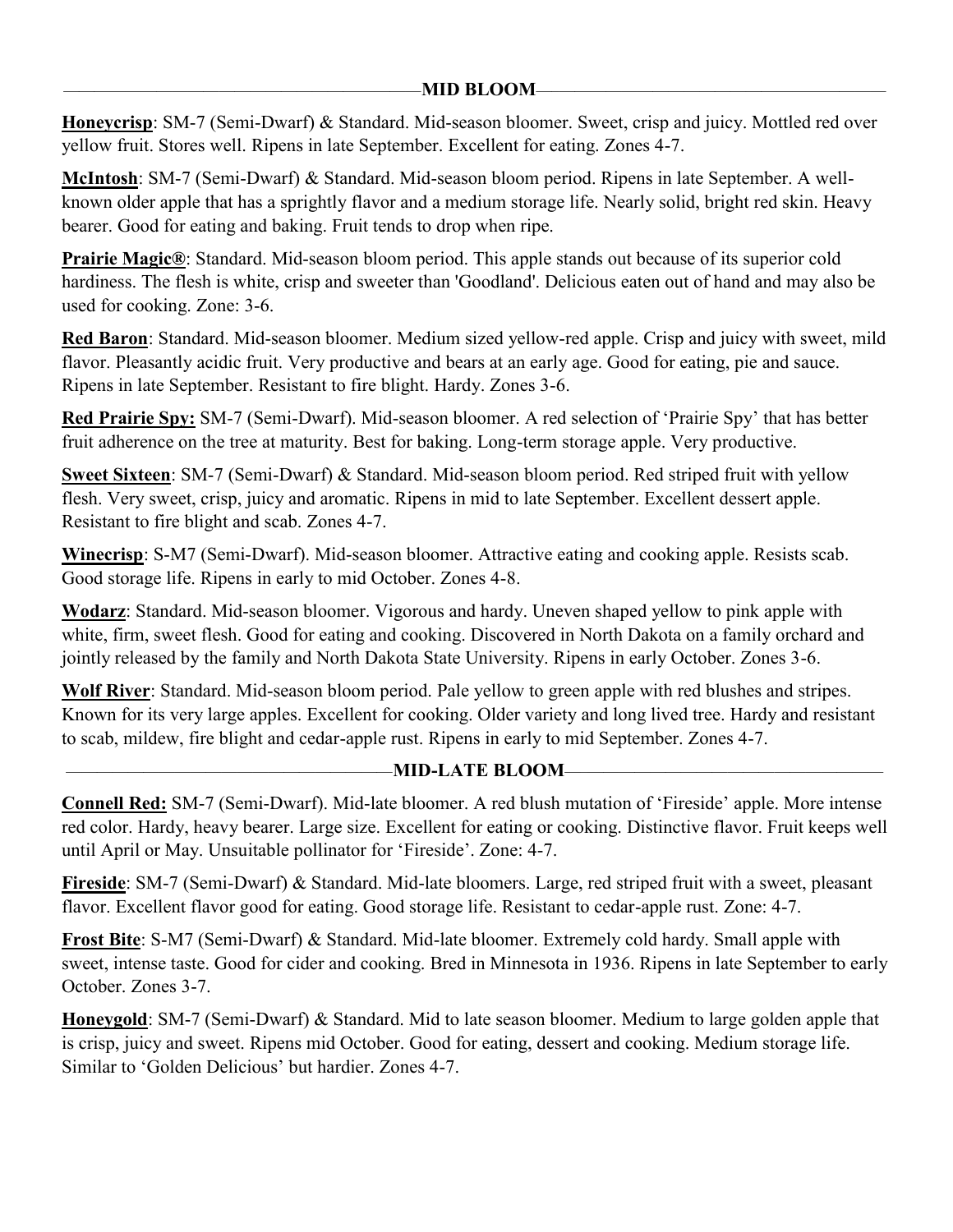## MID BLOOM

**Honeycrisp**: SM-7 (Semi-Dwarf) & Standard. Mid-season bloomer. Sweet, crisp and juicy. Mottled red over yellow fruit. Stores well. Ripens in late September. Excellent for eating. Zones 4-7.

**McIntosh**: SM-7 (Semi-Dwarf) & Standard. Mid-season bloom period. Ripens in late September. A well-known older apple that has a sprightly flavor and a medium storage life. Nearly solid, bright red skin. Heavy bearer. Good for eating and baking. Fruit tends to drop when ripe.

**Prairie Magic®**: Standard. Mid-season bloom period. This apple stands out because of its superior cold hardiness. The flesh is white, crisp and sweeter than 'Goodland'. Delicious eaten out of hand and may also be used for cooking. Zone: 3-6.

**Red Baron**: Standard. Mid-season bloomer. Medium sized yellow-red apple. Crisp and juicy with sweet, mild flavor. Pleasantly acidic fruit. Very productive and bears at an early age. Good for eating, pie and sauce. Ripens in late September. Resistant to fire blight. Hardy. Zones 3-6.

**Red Prairie Spy:** SM-7 (Semi-Dwarf). Mid-season bloomer. A red selection of 'Prairie Spy' that has better fruit adherence on the tree at maturity. Best for baking. Long-term storage apple. Very productive.

**Sweet Sixteen**: SM-7 (Semi-Dwarf) & Standard. Mid-season bloom period. Red striped fruit with yellow flesh. Very sweet, crisp, juicy and aromatic. Ripens in mid to late September. Excellent dessert apple. Resistant to fire blight and scab. Zones 4-7.

**Winecrisp**: S-M7 (Semi-Dwarf). Mid-season bloomer. Attractive eating and cooking apple. Resists scab. Good storage life. Ripens in early to mid October. Zones 4-8.

**Wodarz**: Standard. Mid-season bloomer. Vigorous and hardy. Uneven shaped yellow to pink apple with white, firm, sweet flesh. Good for eating and cooking. Discovered in North Dakota on a family orchard and jointly released by the family and North Dakota State University. Ripens in early October. Zones 3-6.

**Wolf River**: Standard. Mid-season bloom period. Pale yellow to green apple with red blushes and stripes. Known for its very large apples. Excellent for cooking. Older variety and long lived tree. Hardy and resistant to scab, mildew, fire blight and cedar-apple rust. Ripens in early to mid September. Zones 4-7.

## MID-LATE BLOOM

**Connell Red:** SM-7 (Semi-Dwarf). Mid-late bloomer. A red blush mutation of 'Fireside' apple. More intense red color. Hardy, heavy bearer. Large size. Excellent for eating or cooking. Distinctive flavor. Fruit keeps well until April or May. Unsuitable pollinator for 'Fireside'. Zone: 4-7.

**Fireside**: SM-7 (Semi-Dwarf) & Standard. Mid-late bloomers. Large, red striped fruit with a sweet, pleasant flavor. Excellent flavor good for eating. Good storage life. Resistant to cedar-apple rust. Zone: 4-7.

**Frost Bite**: S-M7 (Semi-Dwarf) & Standard. Mid-late bloomer. Extremely cold hardy. Small apple with sweet, intense taste. Good for cider and cooking. Bred in Minnesota in 1936. Ripens in late September to early October. Zones 3-7.

**Honeygold**: SM-7 (Semi-Dwarf) & Standard. Mid to late season bloomer. Medium to large golden apple that is crisp, juicy and sweet. Ripens mid October. Good for eating, dessert and cooking. Medium storage life. Similar to 'Golden Delicious' but hardier. Zones 4-7.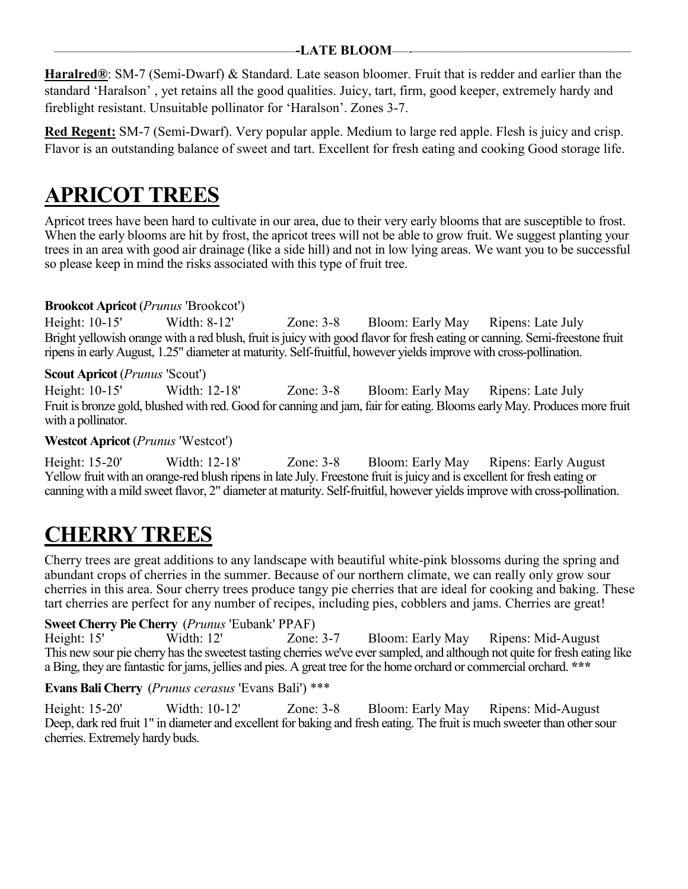**-LATE BLOOM-**

**Haralred®**: SM-7 (Semi-Dwarf) & Standard. Late season bloomer. Fruit that is redder and earlier than the standard 'Haralson' , yet retains all the good qualities. Juicy, tart, firm, good keeper, extremely hardy and fireblight resistant. Unsuitable pollinator for 'Haralson'. Zones 3-7.

**Red Regent:** SM-7 (Semi-Dwarf). Very popular apple. Medium to large red apple. Flesh is juicy and crisp. Flavor is an outstanding balance of sweet and tart. Excellent for fresh eating and cooking Good storage life.

# APRICOT TREES

Apricot trees have been hard to cultivate in our area, due to their very early blooms that are susceptible to frost. When the early blooms are hit by frost, the apricot trees will not be able to grow fruit. We suggest planting your trees in an area with good air drainage (like a side hill) and not in low lying areas. We want you to be successful so please keep in mind the risks associated with this type of fruit tree.

**Brookcot Apricot** (*Prunus* 'Brookcot')

Height: 10-15' Width: 8-12' Zone: 3-8 Bloom: Early May Ripens: Late July

Bright yellowish orange with a red blush, fruit is juicy with good flavor for fresh eating or canning. Semi-freestone fruit ripens in early August, 1.25" diameter at maturity. Self-fruitful, however yields improve with cross-pollination.

**Scout Apricot** (*Prunus* 'Scout')

Height: 10-15' Width: 12-18' Zone: 3-8 Bloom: Early May Ripens: Late July

Fruit is bronze gold, blushed with red. Good for canning and jam, fair for eating. Blooms early May. Produces more fruit with a pollinator.

**Westcot Apricot** (*Prunus* 'Westcot')

Height: 15-20' Width: 12-18' Zone: 3-8 Bloom: Early May Ripens: Early August

Yellow fruit with an orange-red blush ripens in late July. Freestone fruit is juicy and is excellent for fresh eating or canning with a mild sweet flavor, 2" diameter at maturity. Self-fruitful, however yields improve with cross-pollination.

# CHERRY TREES

Cherry trees are great additions to any landscape with beautiful white-pink blossoms during the spring and abundant crops of cherries in the summer. Because of our northern climate, we can really only grow sour cherries in this area. Sour cherry trees produce tangy pie cherries that are ideal for cooking and baking. These tart cherries are perfect for any number of recipes, including pies, cobblers and jams. Cherries are great!

**Sweet Cherry Pie Cherry** (*Prunus* 'Eubank' PPAF)

Height: 15' Width: 12' Zone: 3-7 Bloom: Early May Ripens: Mid-August

This new sour pie cherry has the sweetest tasting cherries we've ever sampled, and although not quite for fresh eating like a Bing, they are fantastic for jams, jellies and pies. A great tree for the home orchard or commercial orchard. ***

**Evans Bali Cherry** (*Prunus cerasus* 'Evans Bali') ***

Height: 15-20' Width: 10-12' Zone: 3-8 Bloom: Early May Ripens: Mid-August

Deep, dark red fruit 1" in diameter and excellent for baking and fresh eating. The fruit is much sweeter than other sour cherries. Extremely hardy buds.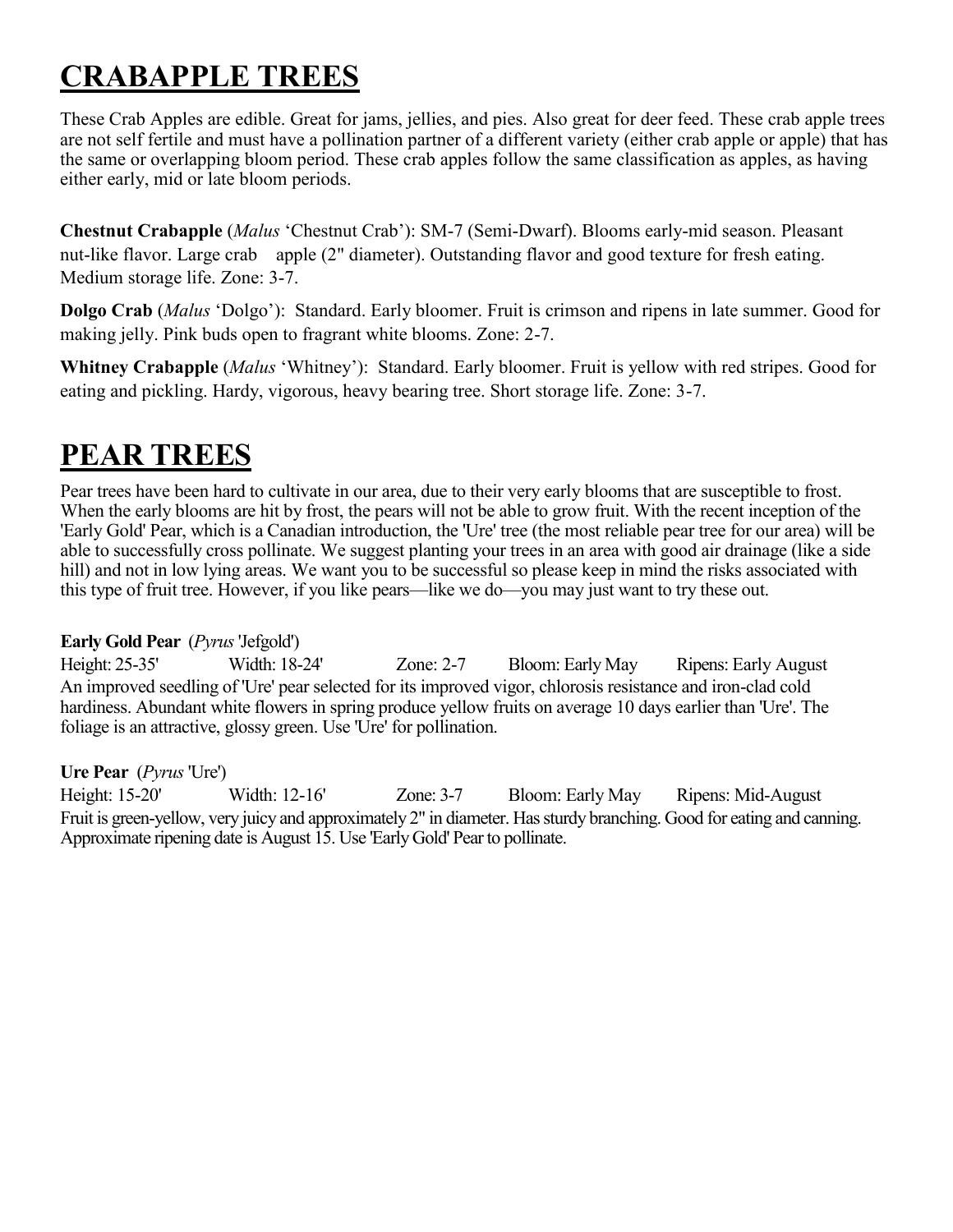# CRABAPPLE TREES

These Crab Apples are edible. Great for jams, jellies, and pies. Also great for deer feed. These crab apple trees are not self fertile and must have a pollination partner of a different variety (either crab apple or apple) that has the same or overlapping bloom period. These crab apples follow the same classification as apples, as having either early, mid or late bloom periods.

**Chestnut Crabapple** (*Malus* 'Chestnut Crab'): SM-7 (Semi-Dwarf). Blooms early-mid season. Pleasant nut-like flavor. Large crab apple (2" diameter). Outstanding flavor and good texture for fresh eating. Medium storage life. Zone: 3-7.

**Dolgo Crab** (*Malus* 'Dolgo'): Standard. Early bloomer. Fruit is crimson and ripens in late summer. Good for making jelly. Pink buds open to fragrant white blooms. Zone: 2-7.

**Whitney Crabapple** (*Malus* 'Whitney'): Standard. Early bloomer. Fruit is yellow with red stripes. Good for eating and pickling. Hardy, vigorous, heavy bearing tree. Short storage life. Zone: 3-7.

# PEAR TREES

Pear trees have been hard to cultivate in our area, due to their very early blooms that are susceptible to frost. When the early blooms are hit by frost, the pears will not be able to grow fruit. With the recent inception of the 'Early Gold' Pear, which is a Canadian introduction, the 'Ure' tree (the most reliable pear tree for our area) will be able to successfully cross pollinate. We suggest planting your trees in an area with good air drainage (like a side hill) and not in low lying areas. We want you to be successful so please keep in mind the risks associated with this type of fruit tree. However, if you like pears—like we do—you may just want to try these out.

**Early Gold Pear** (*Pyrus* 'Jefgold')
Height: 25-35' Width: 18-24' Zone: 2-7 Bloom: Early May Ripens: Early August
An improved seedling of 'Ure' pear selected for its improved vigor, chlorosis resistance and iron-clad cold hardiness. Abundant white flowers in spring produce yellow fruits on average 10 days earlier than 'Ure'. The foliage is an attractive, glossy green. Use 'Ure' for pollination.

**Ure Pear** (*Pyrus* 'Ure')
Height: 15-20' Width: 12-16' Zone: 3-7 Bloom: Early May Ripens: Mid-August
Fruit is green-yellow, very juicy and approximately 2" in diameter. Has sturdy branching. Good for eating and canning. Approximate ripening date is August 15. Use 'Early Gold' Pear to pollinate.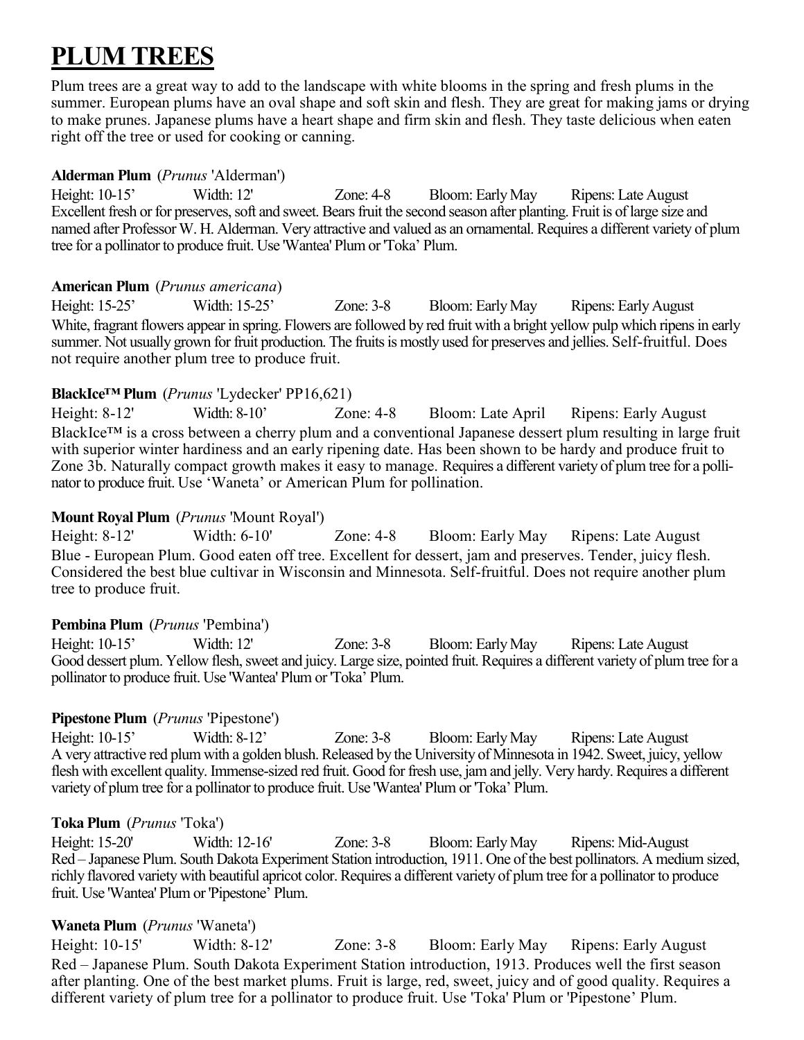# PLUM TREES

Plum trees are a great way to add to the landscape with white blooms in the spring and fresh plums in the summer. European plums have an oval shape and soft skin and flesh. They are great for making jams or drying to make prunes. Japanese plums have a heart shape and firm skin and flesh. They taste delicious when eaten right off the tree or used for cooking or canning.

**Alderman Plum** (*Prunus* 'Alderman')
Height: 10-15' Width: 12' Zone: 4-8 Bloom: Early May Ripens: Late August
Excellent fresh or for preserves, soft and sweet. Bears fruit the second season after planting. Fruit is of large size and named after Professor W. H. Alderman. Very attractive and valued as an ornamental. Requires a different variety of plum tree for a pollinator to produce fruit. Use 'Wantea' Plum or 'Toka' Plum.

**American Plum** (*Prunus americana*)
Height: 15-25' Width: 15-25' Zone: 3-8 Bloom: Early May Ripens: Early August
White, fragrant flowers appear in spring. Flowers are followed by red fruit with a bright yellow pulp which ripens in early summer. Not usually grown for fruit production. The fruits is mostly used for preserves and jellies. Self-fruitful. Does not require another plum tree to produce fruit.

**BlackIce™ Plum** (*Prunus* 'Lydecker' PP16,621)
Height: 8-12' Width: 8-10' Zone: 4-8 Bloom: Late April Ripens: Early August
BlackIce™ is a cross between a cherry plum and a conventional Japanese dessert plum resulting in large fruit with superior winter hardiness and an early ripening date. Has been shown to be hardy and produce fruit to Zone 3b. Naturally compact growth makes it easy to manage. Requires a different variety of plum tree for a pollinator to produce fruit. Use 'Waneta' or American Plum for pollination.

**Mount Royal Plum** (*Prunus* 'Mount Royal')
Height: 8-12' Width: 6-10' Zone: 4-8 Bloom: Early May Ripens: Late August
Blue - European Plum. Good eaten off tree. Excellent for dessert, jam and preserves. Tender, juicy flesh. Considered the best blue cultivar in Wisconsin and Minnesota. Self-fruitful. Does not require another plum tree to produce fruit.

**Pembina Plum** (*Prunus* 'Pembina')
Height: 10-15' Width: 12' Zone: 3-8 Bloom: Early May Ripens: Late August
Good dessert plum. Yellow flesh, sweet and juicy. Large size, pointed fruit. Requires a different variety of plum tree for a pollinator to produce fruit. Use 'Wantea' Plum or 'Toka' Plum.

**Pipestone Plum** (*Prunus* 'Pipestone')
Height: 10-15' Width: 8-12' Zone: 3-8 Bloom: Early May Ripens: Late August
A very attractive red plum with a golden blush. Released by the University of Minnesota in 1942. Sweet, juicy, yellow flesh with excellent quality. Immense-sized red fruit. Good for fresh use, jam and jelly. Very hardy. Requires a different variety of plum tree for a pollinator to produce fruit. Use 'Wantea' Plum or 'Toka' Plum.

**Toka Plum** (*Prunus* 'Toka')
Height: 15-20' Width: 12-16' Zone: 3-8 Bloom: Early May Ripens: Mid-August
Red – Japanese Plum. South Dakota Experiment Station introduction, 1911. One of the best pollinators. A medium sized, richly flavored variety with beautiful apricot color. Requires a different variety of plum tree for a pollinator to produce fruit. Use 'Wantea' Plum or 'Pipestone' Plum.

**Waneta Plum** (*Prunus* 'Waneta')
Height: 10-15' Width: 8-12' Zone: 3-8 Bloom: Early May Ripens: Early August
Red – Japanese Plum. South Dakota Experiment Station introduction, 1913. Produces well the first season after planting. One of the best market plums. Fruit is large, red, sweet, juicy and of good quality. Requires a different variety of plum tree for a pollinator to produce fruit. Use 'Toka' Plum or 'Pipestone' Plum.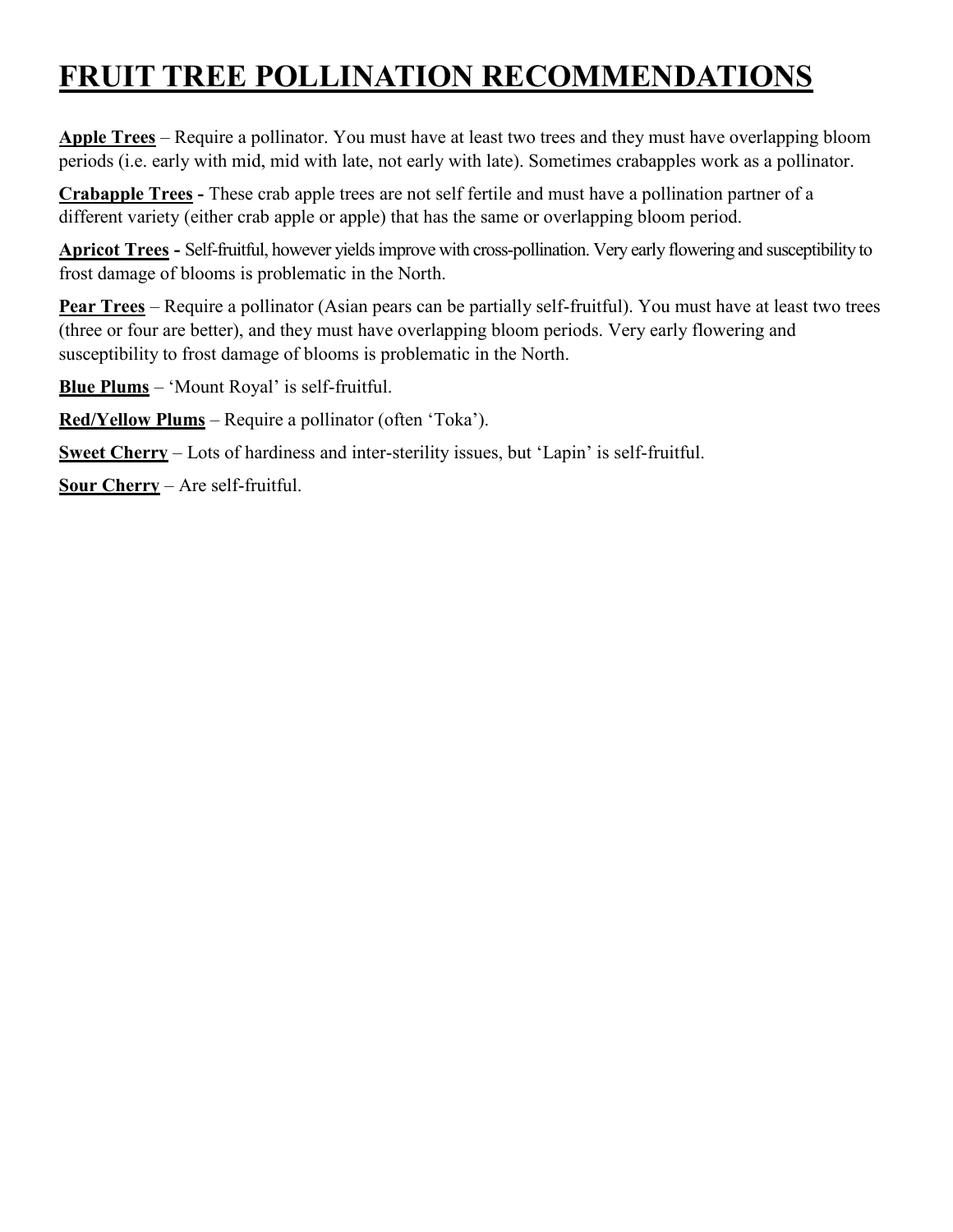# FRUIT TREE POLLINATION RECOMMENDATIONS

**Apple Trees** – Require a pollinator. You must have at least two trees and they must have overlapping bloom periods (i.e. early with mid, mid with late, not early with late). Sometimes crabapples work as a pollinator.

**Crabapple Trees -** These crab apple trees are not self fertile and must have a pollination partner of a different variety (either crab apple or apple) that has the same or overlapping bloom period.

**Apricot Trees -** Self-fruitful, however yields improve with cross-pollination. Very early flowering and susceptibility to frost damage of blooms is problematic in the North.

**Pear Trees** – Require a pollinator (Asian pears can be partially self-fruitful). You must have at least two trees (three or four are better), and they must have overlapping bloom periods. Very early flowering and susceptibility to frost damage of blooms is problematic in the North.

**Blue Plums** – 'Mount Royal' is self-fruitful.

**Red/Yellow Plums** – Require a pollinator (often 'Toka').

**Sweet Cherry** – Lots of hardiness and inter-sterility issues, but 'Lapin' is self-fruitful.

**Sour Cherry** – Are self-fruitful.